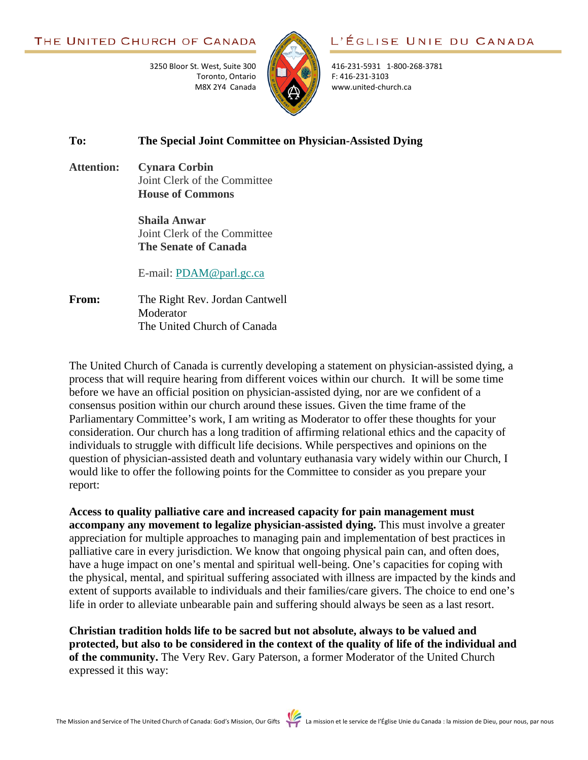THE UNITED CHURCH OF CANADA | L'ÉGLISE UNIE DU CANADA

3250 Bloor St. West, Suite 300
Toronto, Ontario
M8X 2Y4 Canada

416-231-5931 1-800-268-3781
F: 416-231-3103
www.united-church.ca

**To:** **The Special Joint Committee on Physician-Assisted Dying**

**Attention:** **Cynara Corbin**
Joint Clerk of the Committee
**House of Commons**

**Shaila Anwar**
Joint Clerk of the Committee
**The Senate of Canada**

E-mail: PDAM@parl.gc.ca

**From:** The Right Rev. Jordan Cantwell
Moderator
The United Church of Canada

The United Church of Canada is currently developing a statement on physician-assisted dying, a process that will require hearing from different voices within our church. It will be some time before we have an official position on physician-assisted dying, nor are we confident of a consensus position within our church around these issues. Given the time frame of the Parliamentary Committee's work, I am writing as Moderator to offer these thoughts for your consideration. Our church has a long tradition of affirming relational ethics and the capacity of individuals to struggle with difficult life decisions. While perspectives and opinions on the question of physician-assisted death and voluntary euthanasia vary widely within our Church, I would like to offer the following points for the Committee to consider as you prepare your report:

**Access to quality palliative care and increased capacity for pain management must accompany any movement to legalize physician-assisted dying.** This must involve a greater appreciation for multiple approaches to managing pain and implementation of best practices in palliative care in every jurisdiction. We know that ongoing physical pain can, and often does, have a huge impact on one's mental and spiritual well-being. One's capacities for coping with the physical, mental, and spiritual suffering associated with illness are impacted by the kinds and extent of supports available to individuals and their families/care givers. The choice to end one's life in order to alleviate unbearable pain and suffering should always be seen as a last resort.

**Christian tradition holds life to be sacred but not absolute, always to be valued and protected, but also to be considered in the context of the quality of life of the individual and of the community.** The Very Rev. Gary Paterson, a former Moderator of the United Church expressed it this way: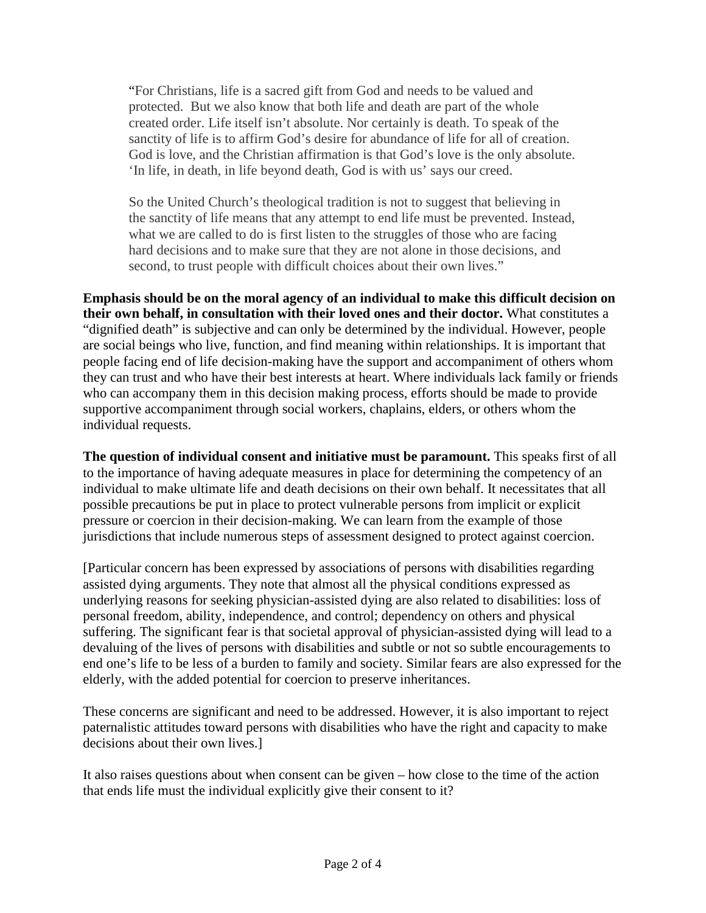> "For Christians, life is a sacred gift from God and needs to be valued and protected. But we also know that both life and death are part of the whole created order. Life itself isn't absolute. Nor certainly is death. To speak of the sanctity of life is to affirm God's desire for abundance of life for all of creation. God is love, and the Christian affirmation is that God's love is the only absolute. 'In life, in death, in life beyond death, God is with us' says our creed.
>
> So the United Church's theological tradition is not to suggest that believing in the sanctity of life means that any attempt to end life must be prevented. Instead, what we are called to do is first listen to the struggles of those who are facing hard decisions and to make sure that they are not alone in those decisions, and second, to trust people with difficult choices about their own lives."

**Emphasis should be on the moral agency of an individual to make this difficult decision on their own behalf, in consultation with their loved ones and their doctor.** What constitutes a "dignified death" is subjective and can only be determined by the individual. However, people are social beings who live, function, and find meaning within relationships. It is important that people facing end of life decision-making have the support and accompaniment of others whom they can trust and who have their best interests at heart. Where individuals lack family or friends who can accompany them in this decision making process, efforts should be made to provide supportive accompaniment through social workers, chaplains, elders, or others whom the individual requests.

**The question of individual consent and initiative must be paramount.** This speaks first of all to the importance of having adequate measures in place for determining the competency of an individual to make ultimate life and death decisions on their own behalf. It necessitates that all possible precautions be put in place to protect vulnerable persons from implicit or explicit pressure or coercion in their decision-making. We can learn from the example of those jurisdictions that include numerous steps of assessment designed to protect against coercion.

[Particular concern has been expressed by associations of persons with disabilities regarding assisted dying arguments. They note that almost all the physical conditions expressed as underlying reasons for seeking physician-assisted dying are also related to disabilities: loss of personal freedom, ability, independence, and control; dependency on others and physical suffering. The significant fear is that societal approval of physician-assisted dying will lead to a devaluing of the lives of persons with disabilities and subtle or not so subtle encouragements to end one's life to be less of a burden to family and society. Similar fears are also expressed for the elderly, with the added potential for coercion to preserve inheritances.

These concerns are significant and need to be addressed. However, it is also important to reject paternalistic attitudes toward persons with disabilities who have the right and capacity to make decisions about their own lives.]

It also raises questions about when consent can be given – how close to the time of the action that ends life must the individual explicitly give their consent to it?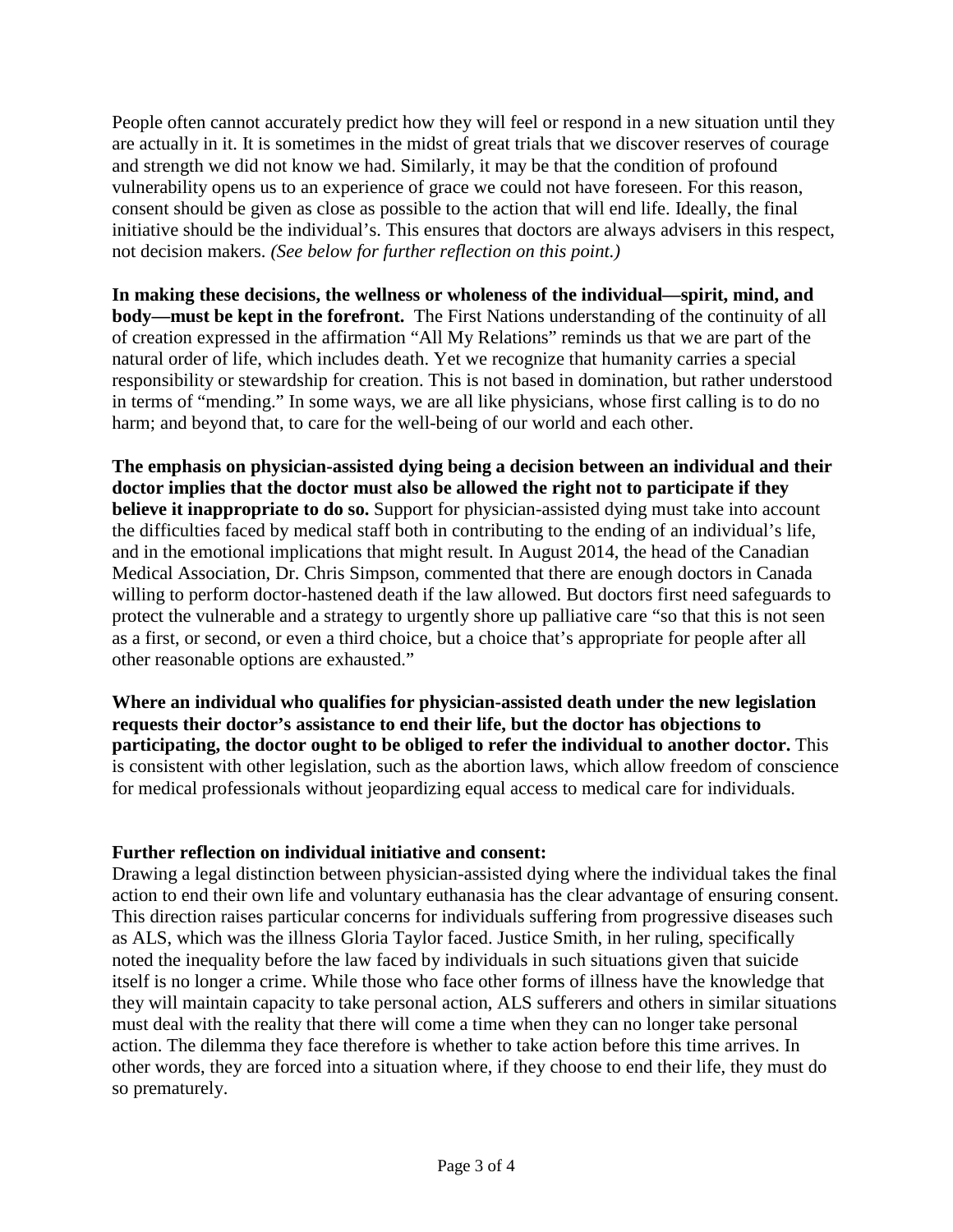People often cannot accurately predict how they will feel or respond in a new situation until they are actually in it. It is sometimes in the midst of great trials that we discover reserves of courage and strength we did not know we had. Similarly, it may be that the condition of profound vulnerability opens us to an experience of grace we could not have foreseen. For this reason, consent should be given as close as possible to the action that will end life. Ideally, the final initiative should be the individual's. This ensures that doctors are always advisers in this respect, not decision makers. *(See below for further reflection on this point.)*

**In making these decisions, the wellness or wholeness of the individual—spirit, mind, and body—must be kept in the forefront.** The First Nations understanding of the continuity of all of creation expressed in the affirmation "All My Relations" reminds us that we are part of the natural order of life, which includes death. Yet we recognize that humanity carries a special responsibility or stewardship for creation. This is not based in domination, but rather understood in terms of "mending." In some ways, we are all like physicians, whose first calling is to do no harm; and beyond that, to care for the well-being of our world and each other.

**The emphasis on physician-assisted dying being a decision between an individual and their doctor implies that the doctor must also be allowed the right not to participate if they believe it inappropriate to do so.** Support for physician-assisted dying must take into account the difficulties faced by medical staff both in contributing to the ending of an individual's life, and in the emotional implications that might result. In August 2014, the head of the Canadian Medical Association, Dr. Chris Simpson, commented that there are enough doctors in Canada willing to perform doctor-hastened death if the law allowed. But doctors first need safeguards to protect the vulnerable and a strategy to urgently shore up palliative care "so that this is not seen as a first, or second, or even a third choice, but a choice that's appropriate for people after all other reasonable options are exhausted."

**Where an individual who qualifies for physician-assisted death under the new legislation requests their doctor's assistance to end their life, but the doctor has objections to participating, the doctor ought to be obliged to refer the individual to another doctor.** This is consistent with other legislation, such as the abortion laws, which allow freedom of conscience for medical professionals without jeopardizing equal access to medical care for individuals.

**Further reflection on individual initiative and consent:**

Drawing a legal distinction between physician-assisted dying where the individual takes the final action to end their own life and voluntary euthanasia has the clear advantage of ensuring consent. This direction raises particular concerns for individuals suffering from progressive diseases such as ALS, which was the illness Gloria Taylor faced. Justice Smith, in her ruling, specifically noted the inequality before the law faced by individuals in such situations given that suicide itself is no longer a crime. While those who face other forms of illness have the knowledge that they will maintain capacity to take personal action, ALS sufferers and others in similar situations must deal with the reality that there will come a time when they can no longer take personal action. The dilemma they face therefore is whether to take action before this time arrives. In other words, they are forced into a situation where, if they choose to end their life, they must do so prematurely.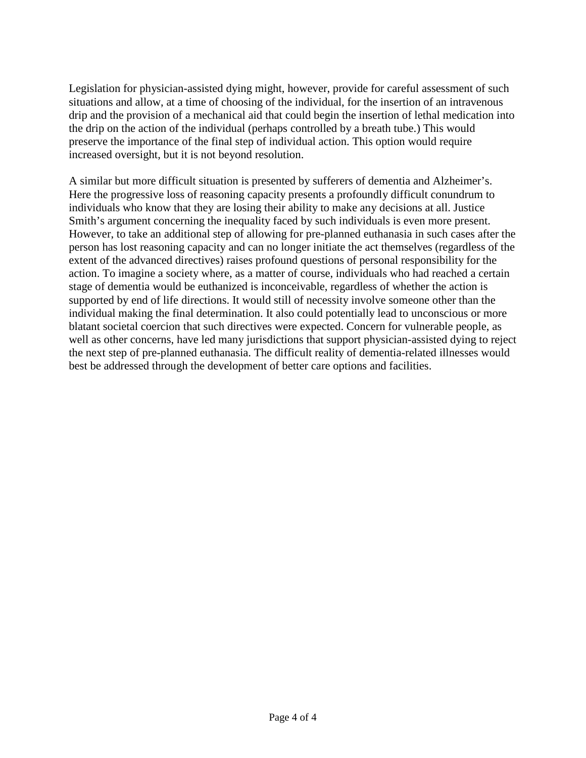Legislation for physician-assisted dying might, however, provide for careful assessment of such situations and allow, at a time of choosing of the individual, for the insertion of an intravenous drip and the provision of a mechanical aid that could begin the insertion of lethal medication into the drip on the action of the individual (perhaps controlled by a breath tube.) This would preserve the importance of the final step of individual action. This option would require increased oversight, but it is not beyond resolution.

A similar but more difficult situation is presented by sufferers of dementia and Alzheimer's. Here the progressive loss of reasoning capacity presents a profoundly difficult conundrum to individuals who know that they are losing their ability to make any decisions at all. Justice Smith's argument concerning the inequality faced by such individuals is even more present. However, to take an additional step of allowing for pre-planned euthanasia in such cases after the person has lost reasoning capacity and can no longer initiate the act themselves (regardless of the extent of the advanced directives) raises profound questions of personal responsibility for the action. To imagine a society where, as a matter of course, individuals who had reached a certain stage of dementia would be euthanized is inconceivable, regardless of whether the action is supported by end of life directions. It would still of necessity involve someone other than the individual making the final determination. It also could potentially lead to unconscious or more blatant societal coercion that such directives were expected. Concern for vulnerable people, as well as other concerns, have led many jurisdictions that support physician-assisted dying to reject the next step of pre-planned euthanasia. The difficult reality of dementia-related illnesses would best be addressed through the development of better care options and facilities.